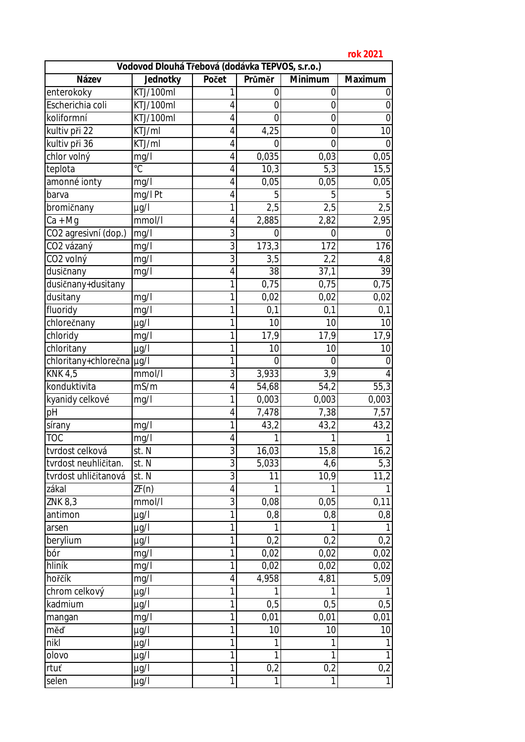**rok 2021**

| Vodovod Dlouhá Třebová (dodávka TEPVOS, s.r.o.) | | | | | |
|---|---|---|---|---|---|
| **Název** | **Jednotky** | **Počet** | **Průměr** | **Minimum** | **Maximum** |
| enterokoky | KTJ/100ml | 1 | 0 | 0 | 0 |
| Escherichia coli | KTJ/100ml | 4 | 0 | 0 | 0 |
| koliformní | KTJ/100ml | 4 | 0 | 0 | 0 |
| kultiv při 22 | KTJ/ml | 4 | 4,25 | 0 | 10 |
| kultiv při 36 | KTJ/ml | 4 | 0 | 0 | 0 |
| chlor volný | mg/l | 4 | 0,035 | 0,03 | 0,05 |
| teplota | °C | 4 | 10,3 | 5,3 | 15,5 |
| amonné ionty | mg/l | 4 | 0,05 | 0,05 | 0,05 |
| barva | mg/l Pt | 4 | 5 | 5 | 5 |
| bromičnany | µg/l | 1 | 2,5 | 2,5 | 2,5 |
| Ca + Mg | mmol/l | 4 | 2,885 | 2,82 | 2,95 |
| CO2 agresivní (dop.) | mg/l | 3 | 0 | 0 | 0 |
| CO2 vázaný | mg/l | 3 | 173,3 | 172 | 176 |
| CO2 volný | mg/l | 3 | 3,5 | 2,2 | 4,8 |
| dusičnany | mg/l | 4 | 38 | 37,1 | 39 |
| dusičnany+dusitany | | 1 | 0,75 | 0,75 | 0,75 |
| dusitany | mg/l | 1 | 0,02 | 0,02 | 0,02 |
| fluoridy | mg/l | 1 | 0,1 | 0,1 | 0,1 |
| chlorečnany | µg/l | 1 | 10 | 10 | 10 |
| chloridy | mg/l | 1 | 17,9 | 17,9 | 17,9 |
| chloritany | µg/l | 1 | 10 | 10 | 10 |
| chloritany+chlorečna | µg/l | 1 | 0 | 0 | 0 |
| KNK 4,5 | mmol/l | 3 | 3,933 | 3,9 | 4 |
| konduktivita | mS/m | 4 | 54,68 | 54,2 | 55,3 |
| kyanidy celkové | mg/l | 1 | 0,003 | 0,003 | 0,003 |
| pH | | 4 | 7,478 | 7,38 | 7,57 |
| sírany | mg/l | 1 | 43,2 | 43,2 | 43,2 |
| TOC | mg/l | 4 | 1 | 1 | 1 |
| tvrdost celková | st. N | 3 | 16,03 | 15,8 | 16,2 |
| tvrdost neuhličitan. | st. N | 3 | 5,033 | 4,6 | 5,3 |
| tvrdost uhličitanová | st. N | 3 | 11 | 10,9 | 11,2 |
| zákal | ZF(n) | 4 | 1 | 1 | 1 |
| ZNK 8,3 | mmol/l | 3 | 0,08 | 0,05 | 0,11 |
| antimon | µg/l | 1 | 0,8 | 0,8 | 0,8 |
| arsen | µg/l | 1 | 1 | 1 | 1 |
| berylium | µg/l | 1 | 0,2 | 0,2 | 0,2 |
| bór | mg/l | 1 | 0,02 | 0,02 | 0,02 |
| hliník | mg/l | 1 | 0,02 | 0,02 | 0,02 |
| hořčík | mg/l | 4 | 4,958 | 4,81 | 5,09 |
| chrom celkový | µg/l | 1 | 1 | 1 | 1 |
| kadmium | µg/l | 1 | 0,5 | 0,5 | 0,5 |
| mangan | mg/l | 1 | 0,01 | 0,01 | 0,01 |
| měď | µg/l | 1 | 10 | 10 | 10 |
| nikl | µg/l | 1 | 1 | 1 | 1 |
| olovo | µg/l | 1 | 1 | 1 | 1 |
| rtuť | µg/l | 1 | 0,2 | 0,2 | 0,2 |
| selen | µg/l | 1 | 1 | 1 | 1 |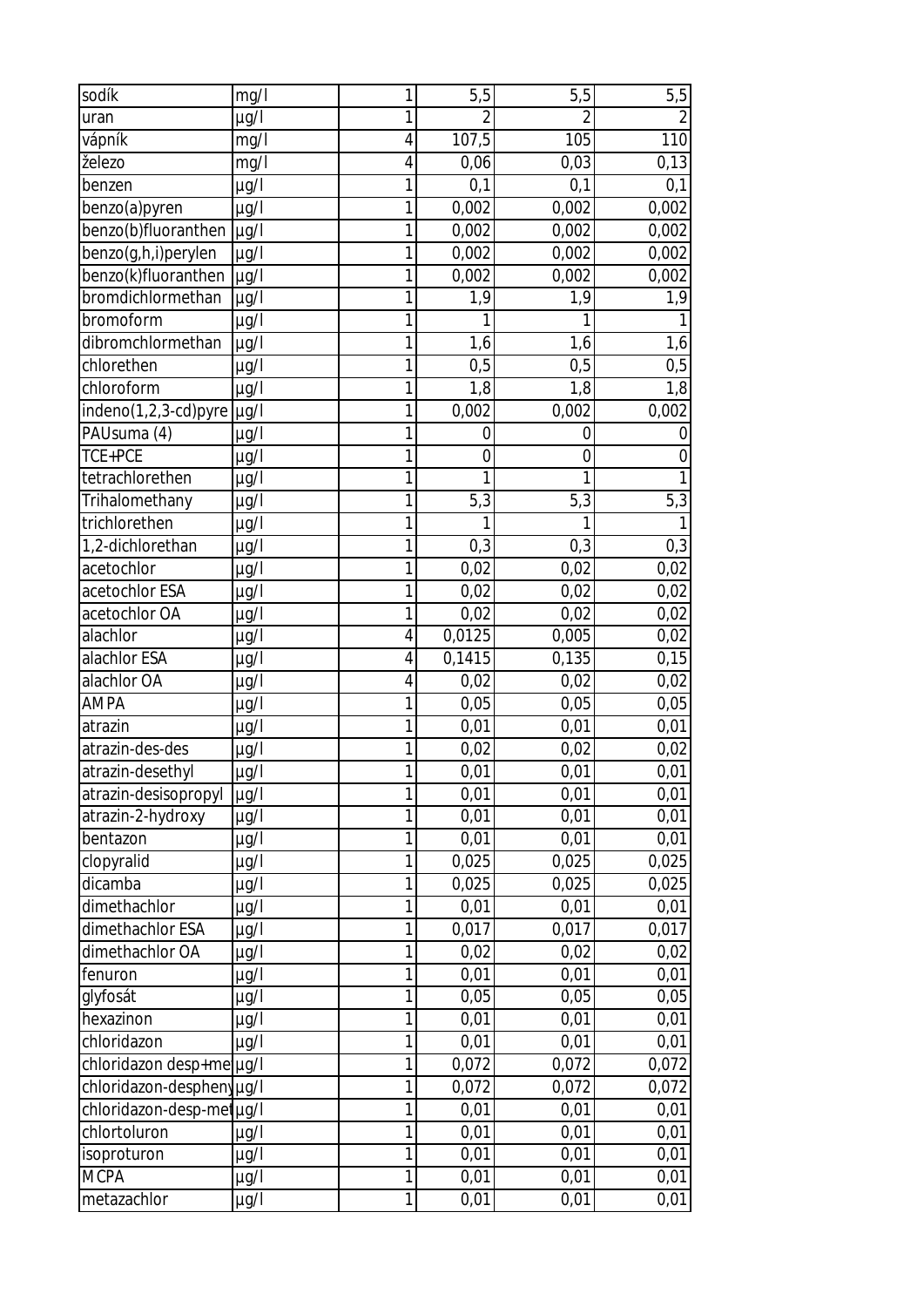| sodík | mg/l | 1 | 5,5 | 5,5 | 5,5 |
|---|---|---|---|---|---|
| uran | µg/l | 1 | 2 | 2 | 2 |
| vápník | mg/l | 4 | 107,5 | 105 | 110 |
| železo | mg/l | 4 | 0,06 | 0,03 | 0,13 |
| benzen | µg/l | 1 | 0,1 | 0,1 | 0,1 |
| benzo(a)pyren | µg/l | 1 | 0,002 | 0,002 | 0,002 |
| benzo(b)fluoranthen | µg/l | 1 | 0,002 | 0,002 | 0,002 |
| benzo(g,h,i)perylen | µg/l | 1 | 0,002 | 0,002 | 0,002 |
| benzo(k)fluoranthen | µg/l | 1 | 0,002 | 0,002 | 0,002 |
| bromdichlormethan | µg/l | 1 | 1,9 | 1,9 | 1,9 |
| bromoform | µg/l | 1 | 1 | 1 | 1 |
| dibromchlormethan | µg/l | 1 | 1,6 | 1,6 | 1,6 |
| chlorethen | µg/l | 1 | 0,5 | 0,5 | 0,5 |
| chloroform | µg/l | 1 | 1,8 | 1,8 | 1,8 |
| indeno(1,2,3-cd)pyre | µg/l | 1 | 0,002 | 0,002 | 0,002 |
| PAUsuma (4) | µg/l | 1 | 0 | 0 | 0 |
| TCE+PCE | µg/l | 1 | 0 | 0 | 0 |
| tetrachlorethen | µg/l | 1 | 1 | 1 | 1 |
| Trihalomethany | µg/l | 1 | 5,3 | 5,3 | 5,3 |
| trichlorethen | µg/l | 1 | 1 | 1 | 1 |
| 1,2-dichlorethan | µg/l | 1 | 0,3 | 0,3 | 0,3 |
| acetochlor | µg/l | 1 | 0,02 | 0,02 | 0,02 |
| acetochlor ESA | µg/l | 1 | 0,02 | 0,02 | 0,02 |
| acetochlor OA | µg/l | 1 | 0,02 | 0,02 | 0,02 |
| alachlor | µg/l | 4 | 0,0125 | 0,005 | 0,02 |
| alachlor ESA | µg/l | 4 | 0,1415 | 0,135 | 0,15 |
| alachlor OA | µg/l | 4 | 0,02 | 0,02 | 0,02 |
| AMPA | µg/l | 1 | 0,05 | 0,05 | 0,05 |
| atrazin | µg/l | 1 | 0,01 | 0,01 | 0,01 |
| atrazin-des-des | µg/l | 1 | 0,02 | 0,02 | 0,02 |
| atrazin-desethyl | µg/l | 1 | 0,01 | 0,01 | 0,01 |
| atrazin-desisopropyl | µg/l | 1 | 0,01 | 0,01 | 0,01 |
| atrazin-2-hydroxy | µg/l | 1 | 0,01 | 0,01 | 0,01 |
| bentazon | µg/l | 1 | 0,01 | 0,01 | 0,01 |
| clopyralid | µg/l | 1 | 0,025 | 0,025 | 0,025 |
| dicamba | µg/l | 1 | 0,025 | 0,025 | 0,025 |
| dimethachlor | µg/l | 1 | 0,01 | 0,01 | 0,01 |
| dimethachlor ESA | µg/l | 1 | 0,017 | 0,017 | 0,017 |
| dimethachlor OA | µg/l | 1 | 0,02 | 0,02 | 0,02 |
| fenuron | µg/l | 1 | 0,01 | 0,01 | 0,01 |
| glyfosát | µg/l | 1 | 0,05 | 0,05 | 0,05 |
| hexazinon | µg/l | 1 | 0,01 | 0,01 | 0,01 |
| chloridazon | µg/l | 1 | 0,01 | 0,01 | 0,01 |
| chloridazon desp+me | µg/l | 1 | 0,072 | 0,072 | 0,072 |
| chloridazon-despheny | µg/l | 1 | 0,072 | 0,072 | 0,072 |
| chloridazon-desp-met | µg/l | 1 | 0,01 | 0,01 | 0,01 |
| chlortoluron | µg/l | 1 | 0,01 | 0,01 | 0,01 |
| isoproturon | µg/l | 1 | 0,01 | 0,01 | 0,01 |
| MCPA | µg/l | 1 | 0,01 | 0,01 | 0,01 |
| metazachlor | µg/l | 1 | 0,01 | 0,01 | 0,01 |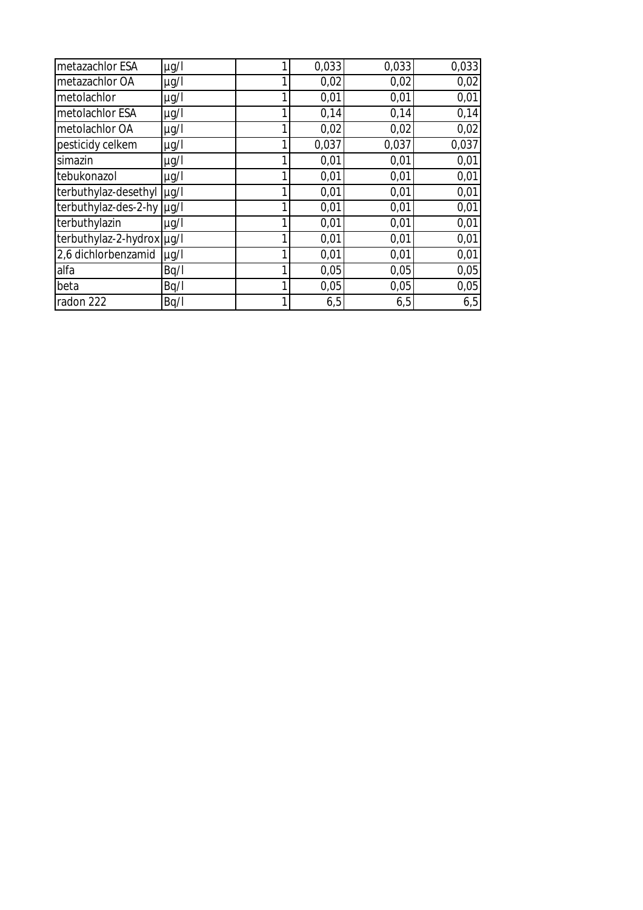| | | | | | |
|---|---|---|---|---|---|
| metazachlor ESA | µg/l | 1 | 0,033 | 0,033 | 0,033 |
| metazachlor OA | µg/l | 1 | 0,02 | 0,02 | 0,02 |
| metolachlor | µg/l | 1 | 0,01 | 0,01 | 0,01 |
| metolachlor ESA | µg/l | 1 | 0,14 | 0,14 | 0,14 |
| metolachlor OA | µg/l | 1 | 0,02 | 0,02 | 0,02 |
| pesticidy celkem | µg/l | 1 | 0,037 | 0,037 | 0,037 |
| simazin | µg/l | 1 | 0,01 | 0,01 | 0,01 |
| tebukonazol | µg/l | 1 | 0,01 | 0,01 | 0,01 |
| terbuthylaz-desethyl | µg/l | 1 | 0,01 | 0,01 | 0,01 |
| terbuthylaz-des-2-hy | µg/l | 1 | 0,01 | 0,01 | 0,01 |
| terbuthylazin | µg/l | 1 | 0,01 | 0,01 | 0,01 |
| terbuthylaz-2-hydrox | µg/l | 1 | 0,01 | 0,01 | 0,01 |
| 2,6 dichlorbenzamid | µg/l | 1 | 0,01 | 0,01 | 0,01 |
| alfa | Bq/l | 1 | 0,05 | 0,05 | 0,05 |
| beta | Bq/l | 1 | 0,05 | 0,05 | 0,05 |
| radon 222 | Bq/l | 1 | 6,5 | 6,5 | 6,5 |